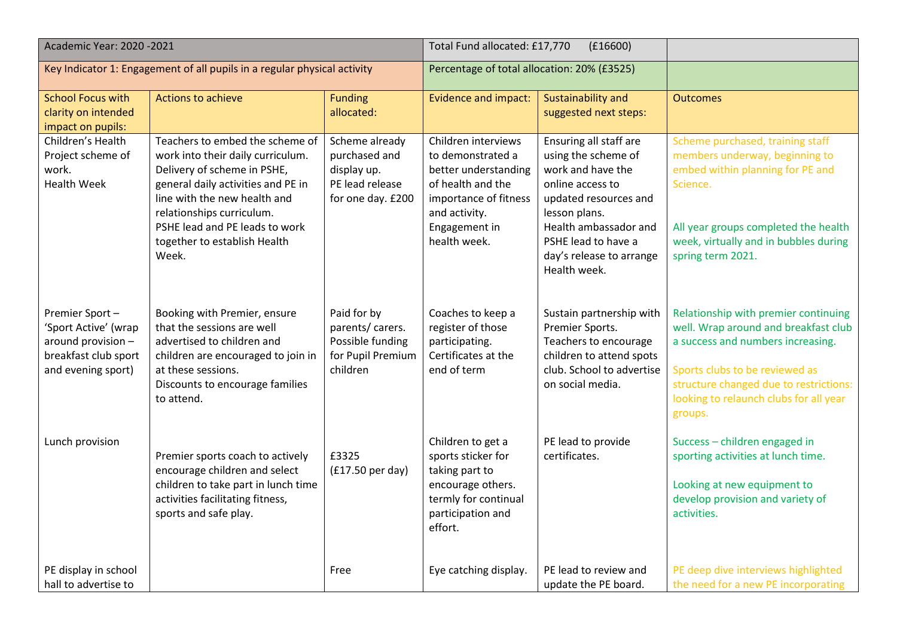| Academic Year: 2020 -2021 | | | Total Fund allocated: £17,770 (£16600) | | |
|---|---|---|---|---|---|
| Key Indicator 1: Engagement of all pupils in a regular physical activity | | | Percentage of total allocation: 20% (£3525) | | |
| School Focus with clarity on intended impact on pupils: | Actions to achieve | Funding allocated: | Evidence and impact: | Sustainability and suggested next steps: | Outcomes |
| Children's Health Project scheme of work.<br>Health Week | Teachers to embed the scheme of work into their daily curriculum. Delivery of scheme in PSHE, general daily activities and PE in line with the new health and relationships curriculum.<br>PSHE lead and PE leads to work together to establish Health Week. | Scheme already purchased and display up.<br>PE lead release for one day. £200 | Children interviews to demonstrated a better understanding of health and the importance of fitness and activity.<br>Engagement in health week. | Ensuring all staff are using the scheme of work and have the online access to updated resources and lesson plans.<br>Health ambassador and PSHE lead to have a day's release to arrange Health week. | Scheme purchased, training staff members underway, beginning to embed within planning for PE and Science.<br><br>All year groups completed the health week, virtually and in bubbles during spring term 2021. |
| Premier Sport – 'Sport Active' (wrap around provision – breakfast club sport and evening sport) | Booking with Premier, ensure that the sessions are well advertised to children and children are encouraged to join in at these sessions.<br>Discounts to encourage families to attend. | Paid for by parents/ carers. Possible funding for Pupil Premium children | Coaches to keep a register of those participating. Certificates at the end of term | Sustain partnership with Premier Sports.<br>Teachers to encourage children to attend spots club. School to advertise on social media. | Relationship with premier continuing well. Wrap around and breakfast club a success and numbers increasing.<br><br>Sports clubs to be reviewed as structure changed due to restrictions: looking to relaunch clubs for all year groups. |
| Lunch provision | Premier sports coach to actively encourage children and select children to take part in lunch time activities facilitating fitness, sports and safe play. | £3325<br>(£17.50 per day) | Children to get a sports sticker for taking part to encourage others. termly for continual participation and effort. | PE lead to provide certificates. | Success – children engaged in sporting activities at lunch time.<br><br>Looking at new equipment to develop provision and variety of activities. |
| PE display in school hall to advertise to | | Free | Eye catching display. | PE lead to review and update the PE board. | PE deep dive interviews highlighted the need for a new PE incorporating |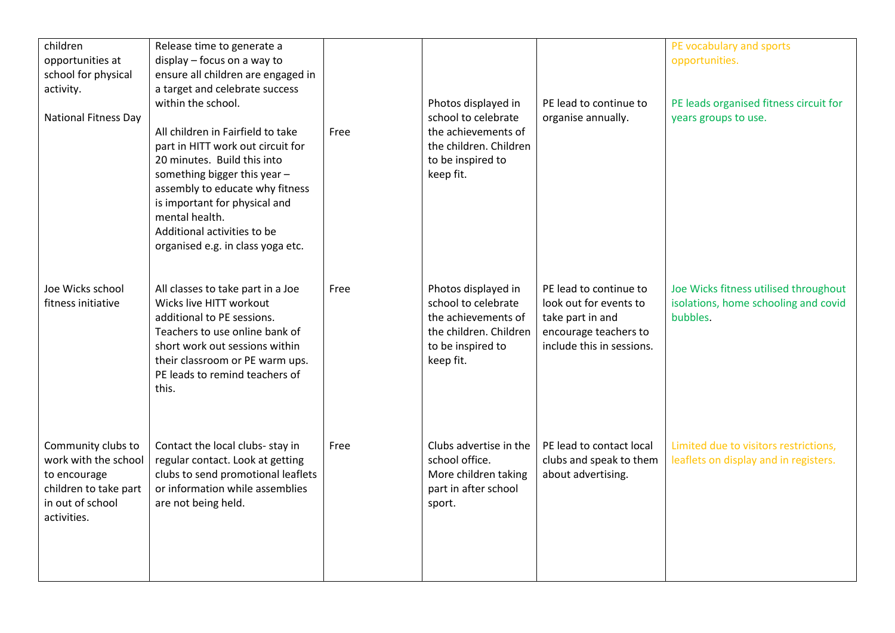| | | | | | |
|---|---|---|---|---|---|
| children opportunities at school for physical activity.<br><br>National Fitness Day | Release time to generate a display – focus on a way to ensure all children are engaged in a target and celebrate success within the school.<br><br>All children in Fairfield to take part in HITT work out circuit for 20 minutes. Build this into something bigger this year – assembly to educate why fitness is important for physical and mental health.<br>Additional activities to be organised e.g. in class yoga etc. | Free | Photos displayed in school to celebrate the achievements of the children. Children to be inspired to keep fit. | PE lead to continue to organise annually. | PE vocabulary and sports opportunities.<br><br>PE leads organised fitness circuit for years groups to use. |
| Joe Wicks school fitness initiative | All classes to take part in a Joe Wicks live HITT workout additional to PE sessions.<br>Teachers to use online bank of short work out sessions within their classroom or PE warm ups.<br>PE leads to remind teachers of this. | Free | Photos displayed in school to celebrate the achievements of the children. Children to be inspired to keep fit. | PE lead to continue to look out for events to take part in and encourage teachers to include this in sessions. | Joe Wicks fitness utilised throughout isolations, home schooling and covid bubbles. |
| Community clubs to work with the school to encourage children to take part in out of school activities. | Contact the local clubs- stay in regular contact. Look at getting clubs to send promotional leaflets or information while assemblies are not being held. | Free | Clubs advertise in the school office.<br>More children taking part in after school sport. | PE lead to contact local clubs and speak to them about advertising. | Limited due to visitors restrictions, leaflets on display and in registers. |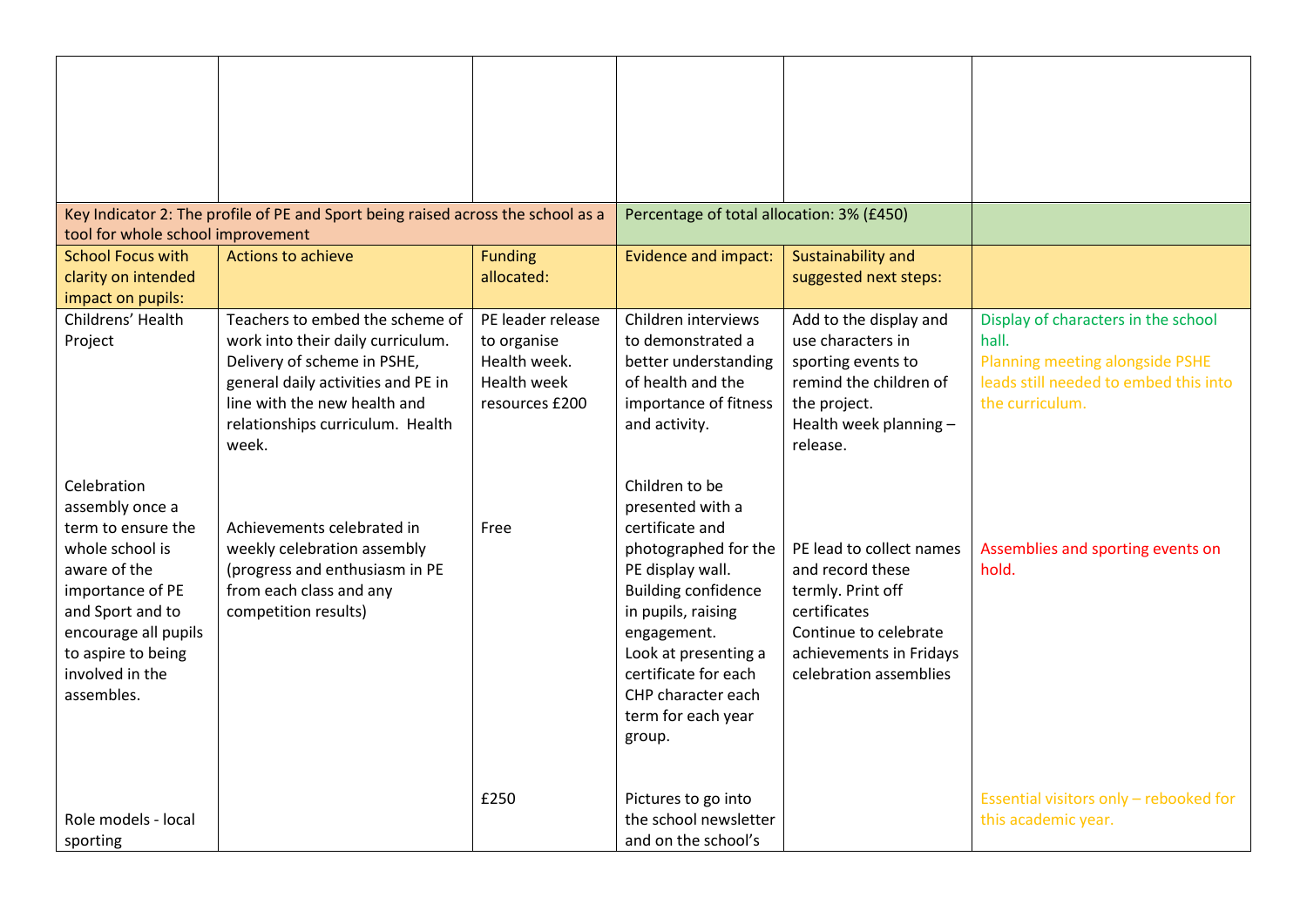| | | | | | |
|---|---|---|---|---|---|
| | | | | | |
| Key Indicator 2: The profile of PE and Sport being raised across the school as a tool for whole school improvement | | | Percentage of total allocation: 3% (£450) | | |
| School Focus with clarity on intended impact on pupils: | Actions to achieve | Funding allocated: | Evidence and impact: | Sustainability and suggested next steps: | |
| Childrens' Health Project | Teachers to embed the scheme of work into their daily curriculum. Delivery of scheme in PSHE, general daily activities and PE in line with the new health and relationships curriculum. Health week. | PE leader release to organise Health week. Health week resources £200 | Children interviews to demonstrated a better understanding of health and the importance of fitness and activity. | Add to the display and use characters in sporting events to remind the children of the project. Health week planning – release. | Display of characters in the school hall. Planning meeting alongside PSHE leads still needed to embed this into the curriculum. |
| Celebration assembly once a term to ensure the whole school is aware of the importance of PE and Sport and to encourage all pupils to aspire to being involved in the assembles. | Achievements celebrated in weekly celebration assembly (progress and enthusiasm in PE from each class and any competition results) | Free | Children to be presented with a certificate and photographed for the PE display wall. Building confidence in pupils, raising engagement. Look at presenting a certificate for each CHP character each term for each year group. | PE lead to collect names and record these termly. Print off certificates Continue to celebrate achievements in Fridays celebration assemblies | Assemblies and sporting events on hold. |
| Role models - local sporting | | £250 | Pictures to go into the school newsletter and on the school's | | Essential visitors only – rebooked for this academic year. |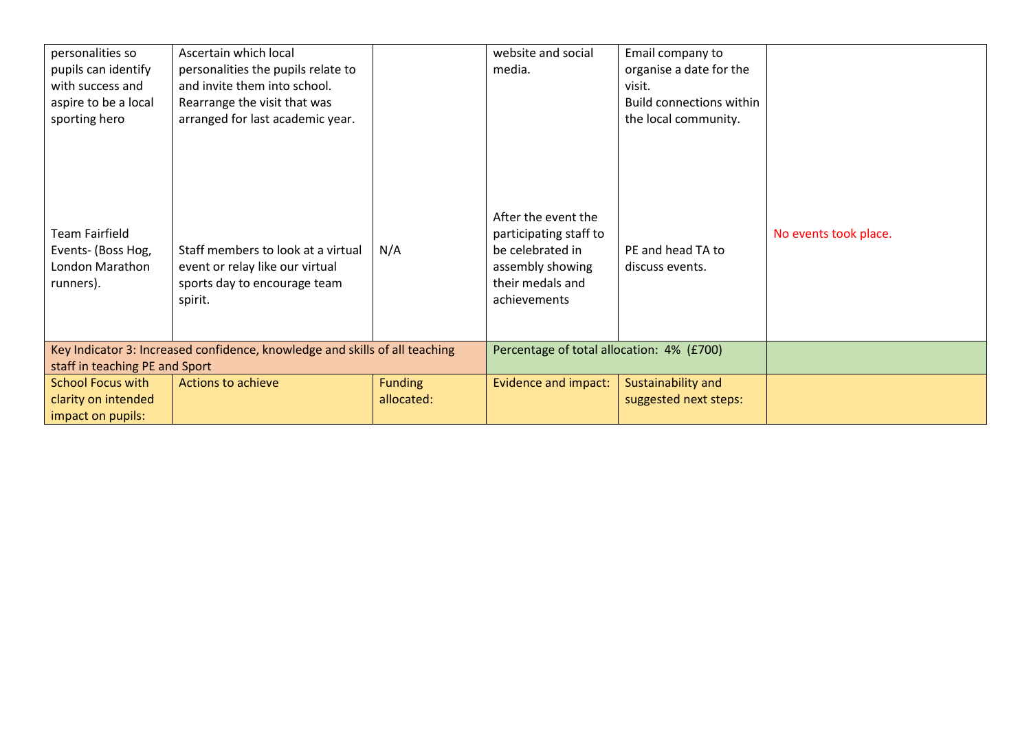| | | | | | |
|---|---|---|---|---|---|
| personalities so pupils can identify with success and aspire to be a local sporting hero | Ascertain which local personalities the pupils relate to and invite them into school. Rearrange the visit that was arranged for last academic year. | | website and social media. | Email company to organise a date for the visit. Build connections within the local community. | |
| Team Fairfield Events- (Boss Hog, London Marathon runners). | Staff members to look at a virtual event or relay like our virtual sports day to encourage team spirit. | N/A | After the event the participating staff to be celebrated in assembly showing their medals and achievements | PE and head TA to discuss events. | No events took place. |
| Key Indicator 3: Increased confidence, knowledge and skills of all teaching staff in teaching PE and Sport | | | Percentage of total allocation: 4% (£700) | | |
| School Focus with clarity on intended impact on pupils: | Actions to achieve | Funding allocated: | Evidence and impact: | Sustainability and suggested next steps: | |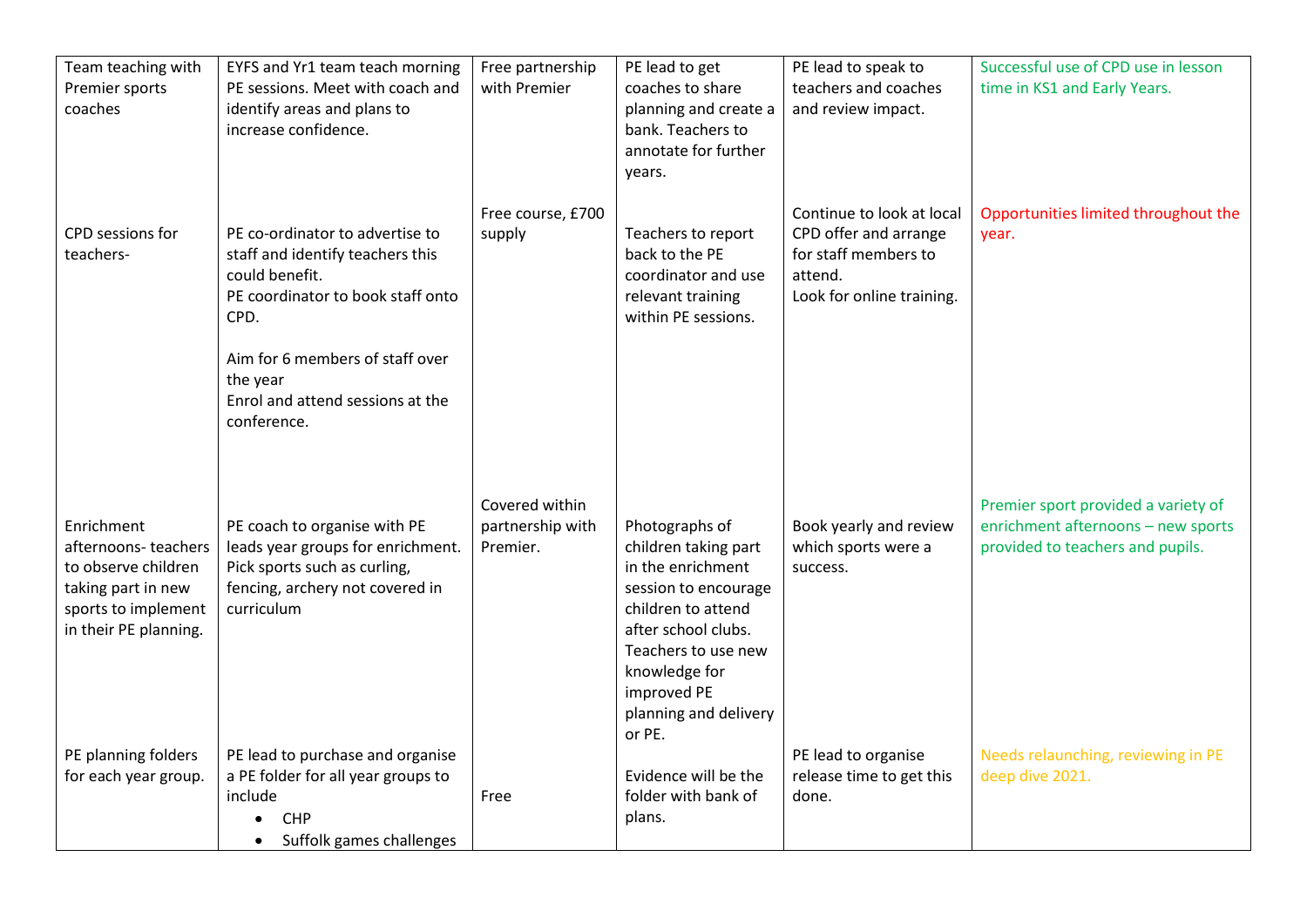| | | | | | |
|---|---|---|---|---|---|
| Team teaching with Premier sports coaches | EYFS and Yr1 team teach morning PE sessions. Meet with coach and identify areas and plans to increase confidence. | Free partnership with Premier | PE lead to get coaches to share planning and create a bank. Teachers to annotate for further years. | PE lead to speak to teachers and coaches and review impact. | Successful use of CPD use in lesson time in KS1 and Early Years. |
| CPD sessions for teachers- | PE co-ordinator to advertise to staff and identify teachers this could benefit.<br>PE coordinator to book staff onto CPD.<br><br>Aim for 6 members of staff over the year<br>Enrol and attend sessions at the conference. | Free course, £700 supply | Teachers to report back to the PE coordinator and use relevant training within PE sessions. | Continue to look at local CPD offer and arrange for staff members to attend.<br>Look for online training. | Opportunities limited throughout the year. |
| Enrichment afternoons- teachers to observe children taking part in new sports to implement in their PE planning. | PE coach to organise with PE leads year groups for enrichment. Pick sports such as curling, fencing, archery not covered in curriculum | Covered within partnership with Premier. | Photographs of children taking part in the enrichment session to encourage children to attend after school clubs.<br>Teachers to use new knowledge for improved PE planning and delivery or PE. | Book yearly and review which sports were a success. | Premier sport provided a variety of enrichment afternoons – new sports provided to teachers and pupils. |
| PE planning folders for each year group. | PE lead to purchase and organise a PE folder for all year groups to include<br>• CHP<br>• Suffolk games challenges | Free | Evidence will be the folder with bank of plans. | PE lead to organise release time to get this done. | Needs relaunching, reviewing in PE deep dive 2021. |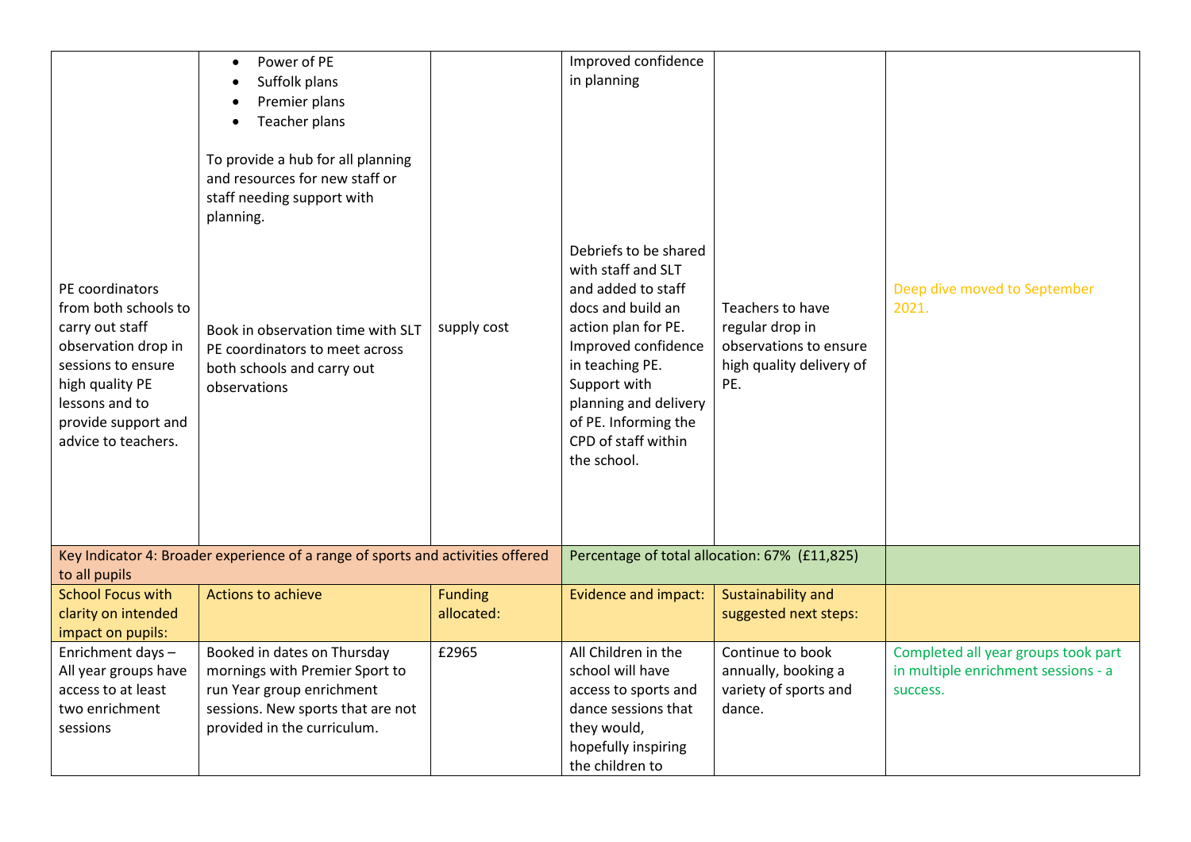| | | | | | |
|---|---|---|---|---|---|
| | • Power of PE<br>• Suffolk plans<br>• Premier plans<br>• Teacher plans<br><br>To provide a hub for all planning and resources for new staff or staff needing support with planning. | | Improved confidence in planning | | |
| PE coordinators from both schools to carry out staff observation drop in sessions to ensure high quality PE lessons and to provide support and advice to teachers. | Book in observation time with SLT PE coordinators to meet across both schools and carry out observations | supply cost | Debriefs to be shared with staff and SLT and added to staff docs and build an action plan for PE. Improved confidence in teaching PE. Support with planning and delivery of PE. Informing the CPD of staff within the school. | Teachers to have regular drop in observations to ensure high quality delivery of PE. | Deep dive moved to September 2021. |
| Key Indicator 4: Broader experience of a range of sports and activities offered to all pupils | | | Percentage of total allocation: 67% (£11,825) | | |
| School Focus with clarity on intended impact on pupils: | Actions to achieve | Funding allocated: | Evidence and impact: | Sustainability and suggested next steps: | |
| Enrichment days – All year groups have access to at least two enrichment sessions | Booked in dates on Thursday mornings with Premier Sport to run Year group enrichment sessions. New sports that are not provided in the curriculum. | £2965 | All Children in the school will have access to sports and dance sessions that they would, hopefully inspiring the children to | Continue to book annually, booking a variety of sports and dance. | Completed all year groups took part in multiple enrichment sessions - a success. |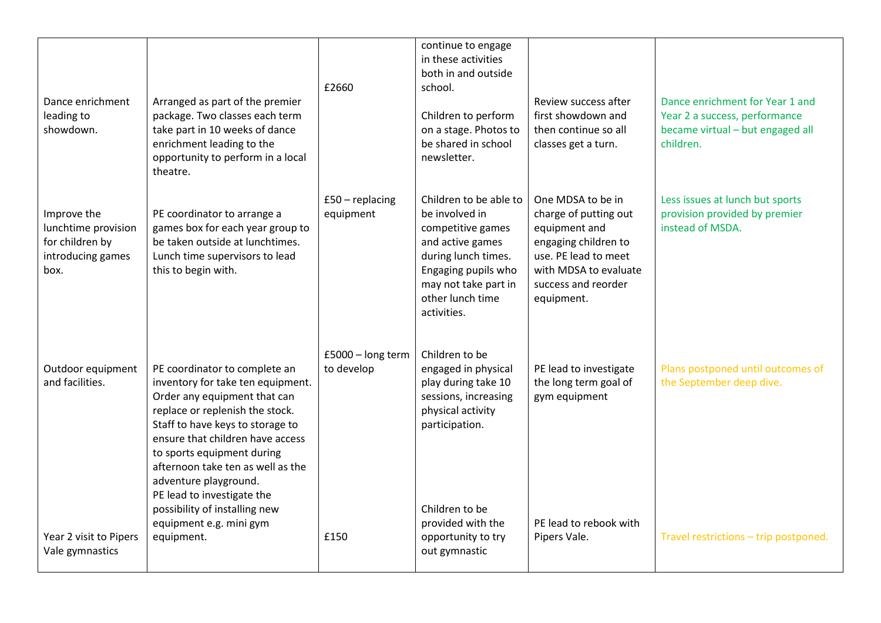| | | | | | |
|---|---|---|---|---|---|
| | | | continue to engage in these activities both in and outside school. | | |
| Dance enrichment leading to showdown. | Arranged as part of the premier package. Two classes each term take part in 10 weeks of dance enrichment leading to the opportunity to perform in a local theatre. | £2660 | Children to perform on a stage. Photos to be shared in school newsletter. | Review success after first showdown and then continue so all classes get a turn. | Dance enrichment for Year 1 and Year 2 a success, performance became virtual – but engaged all children. |
| Improve the lunchtime provision for children by introducing games box. | PE coordinator to arrange a games box for each year group to be taken outside at lunchtimes. Lunch time supervisors to lead this to begin with. | £50 – replacing equipment | Children to be able to be involved in competitive games and active games during lunch times. Engaging pupils who may not take part in other lunch time activities. | One MDSA to be in charge of putting out equipment and engaging children to use. PE lead to meet with MDSA to evaluate success and reorder equipment. | Less issues at lunch but sports provision provided by premier instead of MSDA. |
| Outdoor equipment and facilities. | PE coordinator to complete an inventory for take ten equipment. Order any equipment that can replace or replenish the stock. Staff to have keys to storage to ensure that children have access to sports equipment during afternoon take ten as well as the adventure playground. PE lead to investigate the possibility of installing new equipment e.g. mini gym equipment. | £5000 – long term to develop | Children to be engaged in physical play during take 10 sessions, increasing physical activity participation. | PE lead to investigate the long term goal of gym equipment | Plans postponed until outcomes of the September deep dive. |
| Year 2 visit to Pipers Vale gymnastics | | £150 | Children to be provided with the opportunity to try out gymnastic | PE lead to rebook with Pipers Vale. | Travel restrictions – trip postponed. |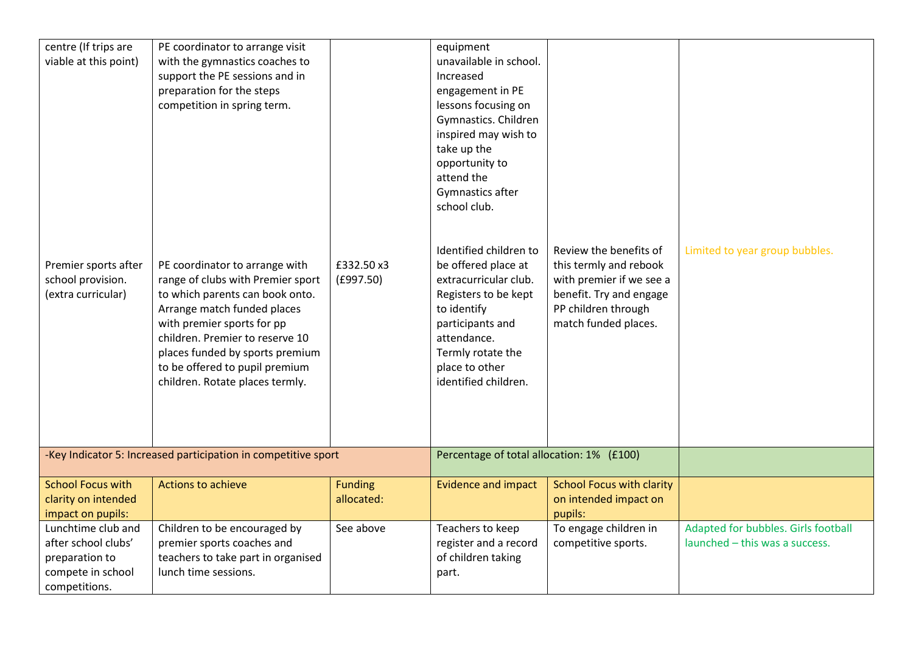| | | | | | |
|---|---|---|---|---|---|
| centre (If trips are viable at this point) | PE coordinator to arrange visit with the gymnastics coaches to support the PE sessions and in preparation for the steps competition in spring term. | | equipment unavailable in school. Increased engagement in PE lessons focusing on Gymnastics. Children inspired may wish to take up the opportunity to attend the Gymnastics after school club. | | |
| Premier sports after school provision. (extra curricular) | PE coordinator to arrange with range of clubs with Premier sport to which parents can book onto. Arrange match funded places with premier sports for pp children. Premier to reserve 10 places funded by sports premium to be offered to pupil premium children. Rotate places termly. | £332.50 x3 (£997.50) | Identified children to be offered place at extracurricular club. Registers to be kept to identify participants and attendance. Termly rotate the place to other identified children. | Review the benefits of this termly and rebook with premier if we see a benefit. Try and engage PP children through match funded places. | Limited to year group bubbles. |
| -Key Indicator 5: Increased participation in competitive sport | | | Percentage of total allocation: 1% (£100) | | |
| School Focus with clarity on intended impact on pupils: | Actions to achieve | Funding allocated: | Evidence and impact | School Focus with clarity on intended impact on pupils: | |
| Lunchtime club and after school clubs' preparation to compete in school competitions. | Children to be encouraged by premier sports coaches and teachers to take part in organised lunch time sessions. | See above | Teachers to keep register and a record of children taking part. | To engage children in competitive sports. | Adapted for bubbles. Girls football launched – this was a success. |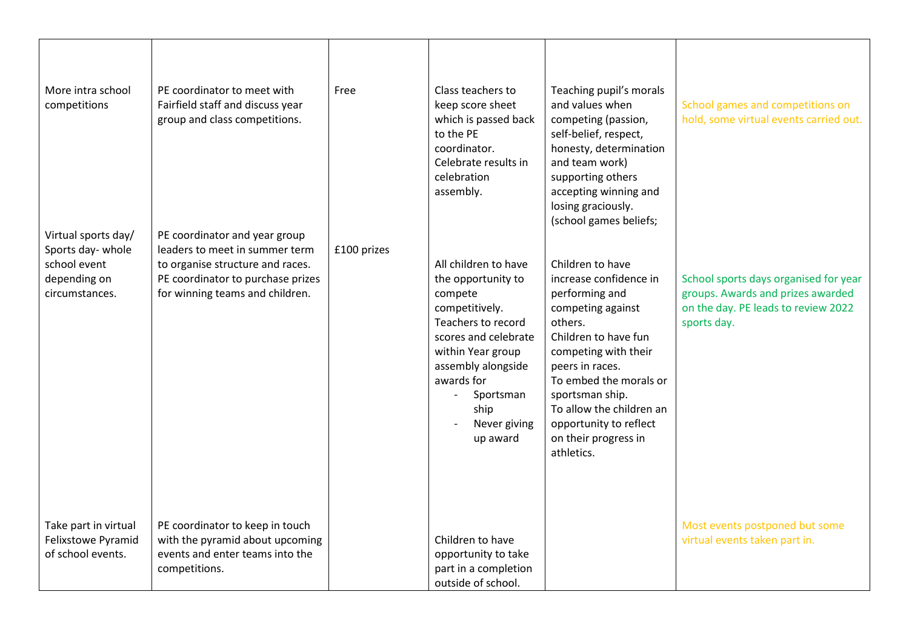| | | | | | |
|---|---|---|---|---|---|
| More intra school competitions | PE coordinator to meet with Fairfield staff and discuss year group and class competitions. | Free | Class teachers to keep score sheet which is passed back to the PE coordinator. Celebrate results in celebration assembly. | Teaching pupil's morals and values when competing (passion, self-belief, respect, honesty, determination and team work) supporting others accepting winning and losing graciously. (school games beliefs; | School games and competitions on hold, some virtual events carried out. |
| Virtual sports day/ Sports day- whole school event depending on circumstances. | PE coordinator and year group leaders to meet in summer term to organise structure and races. PE coordinator to purchase prizes for winning teams and children. | £100 prizes | All children to have the opportunity to compete competitively. Teachers to record scores and celebrate within Year group assembly alongside awards for<br>- Sportsman ship<br>- Never giving up award | Children to have increase confidence in performing and competing against others. Children to have fun competing with their peers in races. To embed the morals or sportsman ship. To allow the children an opportunity to reflect on their progress in athletics. | School sports days organised for year groups. Awards and prizes awarded on the day. PE leads to review 2022 sports day. |
| Take part in virtual Felixstowe Pyramid of school events. | PE coordinator to keep in touch with the pyramid about upcoming events and enter teams into the competitions. | | Children to have opportunity to take part in a completion outside of school. | | Most events postponed but some virtual events taken part in. |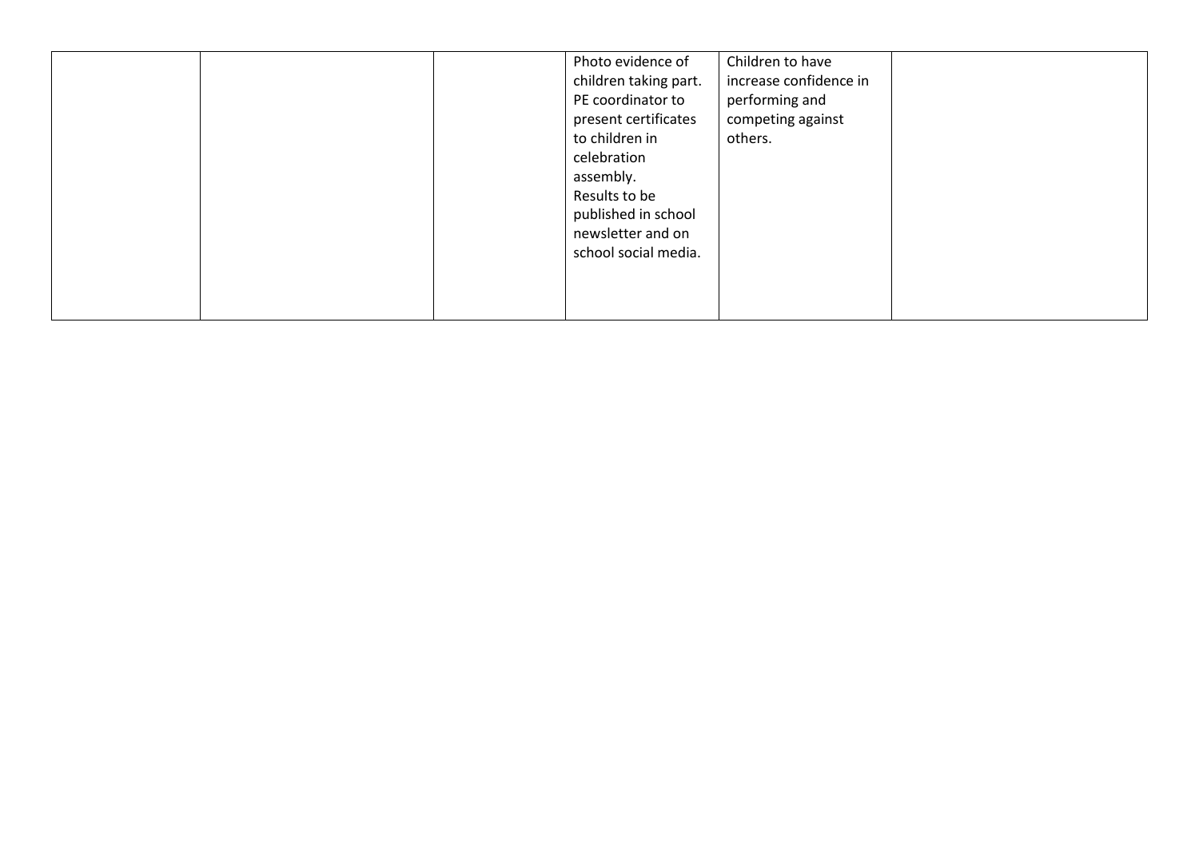| | | | | | |
|---|---|---|---|---|---|
| | | | Photo evidence of children taking part. PE coordinator to present certificates to children in celebration assembly. Results to be published in school newsletter and on school social media. | Children to have increase confidence in performing and competing against others. | |